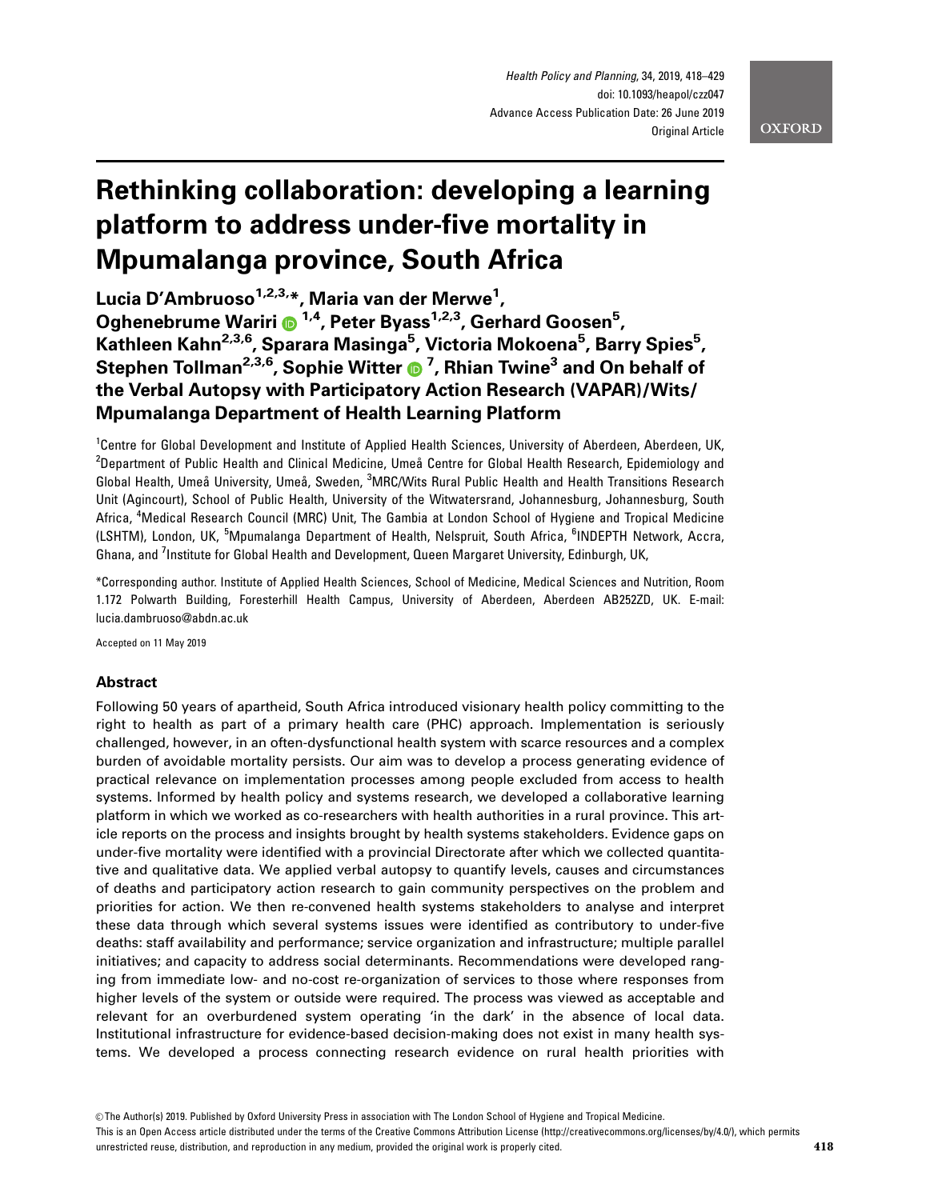# Rethinking collaboration: developing a learning platform to address under-five mortality in Mpumalanga province, South Africa

**Lucia D'Ambruoso[1,2,3,*], Maria van der Merwe[1], Oghenebrume Wariri[1,4], Peter Byass[1,2,3], Gerhard Goosen[5], Kathleen Kahn[2,3,6], Sparara Masinga[5], Victoria Mokoena[5], Barry Spies[5], Stephen Tollman[2,3,6], Sophie Witter[7], Rhian Twine[3] and On behalf of the Verbal Autopsy with Participatory Action Research (VAPAR)/Wits/ Mpumalanga Department of Health Learning Platform**

[1]Centre for Global Development and Institute of Applied Health Sciences, University of Aberdeen, Aberdeen, UK, [2]Department of Public Health and Clinical Medicine, Umeå Centre for Global Health Research, Epidemiology and Global Health, Umeå University, Umeå, Sweden, [3]MRC/Wits Rural Public Health and Health Transitions Research Unit (Agincourt), School of Public Health, University of the Witwatersrand, Johannesburg, Johannesburg, South Africa, [4]Medical Research Council (MRC) Unit, The Gambia at London School of Hygiene and Tropical Medicine (LSHTM), London, UK, [5]Mpumalanga Department of Health, Nelspruit, South Africa, [6]INDEPTH Network, Accra, Ghana, and [7]Institute for Global Health and Development, Queen Margaret University, Edinburgh, UK,

*Corresponding author. Institute of Applied Health Sciences, School of Medicine, Medical Sciences and Nutrition, Room 1.172 Polwarth Building, Foresterhill Health Campus, University of Aberdeen, Aberdeen AB252ZD, UK. E-mail: lucia.dambruoso@abdn.ac.uk

Accepted on 11 May 2019

## Abstract

Following 50 years of apartheid, South Africa introduced visionary health policy committing to the right to health as part of a primary health care (PHC) approach. Implementation is seriously challenged, however, in an often-dysfunctional health system with scarce resources and a complex burden of avoidable mortality persists. Our aim was to develop a process generating evidence of practical relevance on implementation processes among people excluded from access to health systems. Informed by health policy and systems research, we developed a collaborative learning platform in which we worked as co-researchers with health authorities in a rural province. This article reports on the process and insights brought by health systems stakeholders. Evidence gaps on under-five mortality were identified with a provincial Directorate after which we collected quantitative and qualitative data. We applied verbal autopsy to quantify levels, causes and circumstances of deaths and participatory action research to gain community perspectives on the problem and priorities for action. We then re-convened health systems stakeholders to analyse and interpret these data through which several systems issues were identified as contributory to under-five deaths: staff availability and performance; service organization and infrastructure; multiple parallel initiatives; and capacity to address social determinants. Recommendations were developed ranging from immediate low- and no-cost re-organization of services to those where responses from higher levels of the system or outside were required. The process was viewed as acceptable and relevant for an overburdened system operating 'in the dark' in the absence of local data. Institutional infrastructure for evidence-based decision-making does not exist in many health systems. We developed a process connecting research evidence on rural health priorities with

© The Author(s) 2019. Published by Oxford University Press in association with The London School of Hygiene and Tropical Medicine.
This is an Open Access article distributed under the terms of the Creative Commons Attribution License (http://creativecommons.org/licenses/by/4.0/), which permits unrestricted reuse, distribution, and reproduction in any medium, provided the original work is properly cited.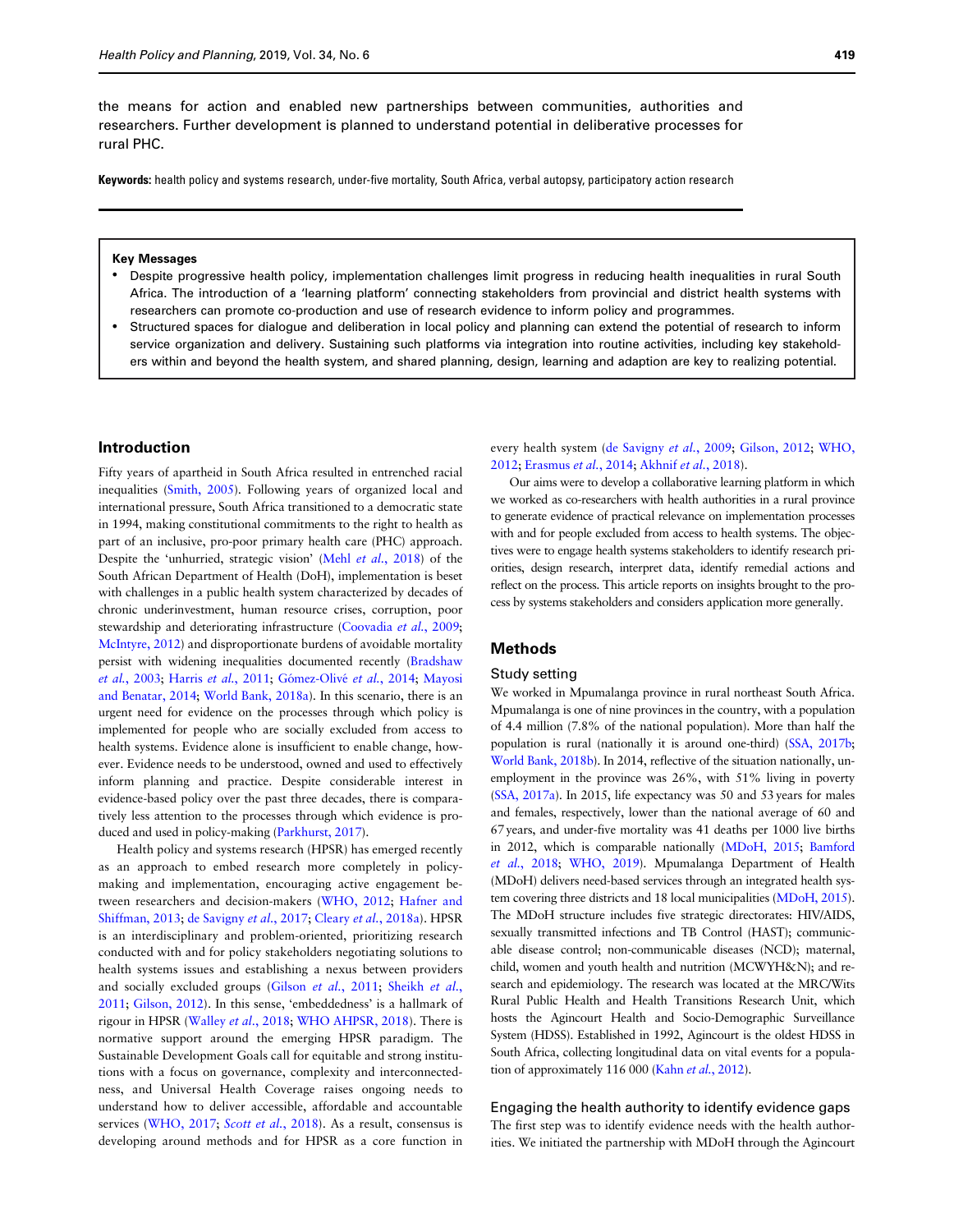the means for action and enabled new partnerships between communities, authorities and researchers. Further development is planned to understand potential in deliberative processes for rural PHC.

**Keywords:** health policy and systems research, under-five mortality, South Africa, verbal autopsy, participatory action research

**Key Messages**

- Despite progressive health policy, implementation challenges limit progress in reducing health inequalities in rural South Africa. The introduction of a 'learning platform' connecting stakeholders from provincial and district health systems with researchers can promote co-production and use of research evidence to inform policy and programmes.
- Structured spaces for dialogue and deliberation in local policy and planning can extend the potential of research to inform service organization and delivery. Sustaining such platforms via integration into routine activities, including key stakeholders within and beyond the health system, and shared planning, design, learning and adaption are key to realizing potential.

## Introduction

Fifty years of apartheid in South Africa resulted in entrenched racial inequalities (Smith, 2005). Following years of organized local and international pressure, South Africa transitioned to a democratic state in 1994, making constitutional commitments to the right to health as part of an inclusive, pro-poor primary health care (PHC) approach. Despite the 'unhurried, strategic vision' (Mehl *et al.*, 2018) of the South African Department of Health (DoH), implementation is beset with challenges in a public health system characterized by decades of chronic underinvestment, human resource crises, corruption, poor stewardship and deteriorating infrastructure (Coovadia *et al.*, 2009; McIntyre, 2012) and disproportionate burdens of avoidable mortality persist with widening inequalities documented recently (Bradshaw *et al.*, 2003; Harris *et al.*, 2011; Gómez-Olivé *et al.*, 2014; Mayosi and Benatar, 2014; World Bank, 2018a). In this scenario, there is an urgent need for evidence on the processes through which policy is implemented for people who are socially excluded from access to health systems. Evidence alone is insufficient to enable change, however. Evidence needs to be understood, owned and used to effectively inform planning and practice. Despite considerable interest in evidence-based policy over the past three decades, there is comparatively less attention to the processes through which evidence is produced and used in policy-making (Parkhurst, 2017).

Health policy and systems research (HPSR) has emerged recently as an approach to embed research more completely in policy-making and implementation, encouraging active engagement between researchers and decision-makers (WHO, 2012; Hafner and Shiffman, 2013; de Savigny *et al.*, 2017; Cleary *et al.*, 2018a). HPSR is an interdisciplinary and problem-oriented, prioritizing research conducted with and for policy stakeholders negotiating solutions to health systems issues and establishing a nexus between providers and socially excluded groups (Gilson *et al.*, 2011; Sheikh *et al.*, 2011; Gilson, 2012). In this sense, 'embeddedness' is a hallmark of rigour in HPSR (Walley *et al.*, 2018; WHO AHPSR, 2018). There is normative support around the emerging HPSR paradigm. The Sustainable Development Goals call for equitable and strong institutions with a focus on governance, complexity and interconnectedness, and Universal Health Coverage raises ongoing needs to understand how to deliver accessible, affordable and accountable services (WHO, 2017; *Scott et al.*, 2018). As a result, consensus is developing around methods and for HPSR as a core function in every health system (de Savigny *et al.*, 2009; Gilson, 2012; WHO, 2012; Erasmus *et al.*, 2014; Akhnif *et al.*, 2018).

Our aims were to develop a collaborative learning platform in which we worked as co-researchers with health authorities in a rural province to generate evidence of practical relevance on implementation processes with and for people excluded from access to health systems. The objectives were to engage health systems stakeholders to identify research priorities, design research, interpret data, identify remedial actions and reflect on the process. This article reports on insights brought to the process by systems stakeholders and considers application more generally.

## Methods

### Study setting

We worked in Mpumalanga province in rural northeast South Africa. Mpumalanga is one of nine provinces in the country, with a population of 4.4 million (7.8% of the national population). More than half the population is rural (nationally it is around one-third) (SSA, 2017b; World Bank, 2018b). In 2014, reflective of the situation nationally, unemployment in the province was 26%, with 51% living in poverty (SSA, 2017a). In 2015, life expectancy was 50 and 53 years for males and females, respectively, lower than the national average of 60 and 67 years, and under-five mortality was 41 deaths per 1000 live births in 2012, which is comparable nationally (MDoH, 2015; Bamford *et al.*, 2018; WHO, 2019). Mpumalanga Department of Health (MDoH) delivers need-based services through an integrated health system covering three districts and 18 local municipalities (MDoH, 2015). The MDoH structure includes five strategic directorates: HIV/AIDS, sexually transmitted infections and TB Control (HAST); communicable disease control; non-communicable diseases (NCD); maternal, child, women and youth health and nutrition (MCWYH&N); and research and epidemiology. The research was located at the MRC/Wits Rural Public Health and Health Transitions Research Unit, which hosts the Agincourt Health and Socio-Demographic Surveillance System (HDSS). Established in 1992, Agincourt is the oldest HDSS in South Africa, collecting longitudinal data on vital events for a population of approximately 116 000 (Kahn *et al.*, 2012).

### Engaging the health authority to identify evidence gaps

The first step was to identify evidence needs with the health authorities. We initiated the partnership with MDoH through the Agincourt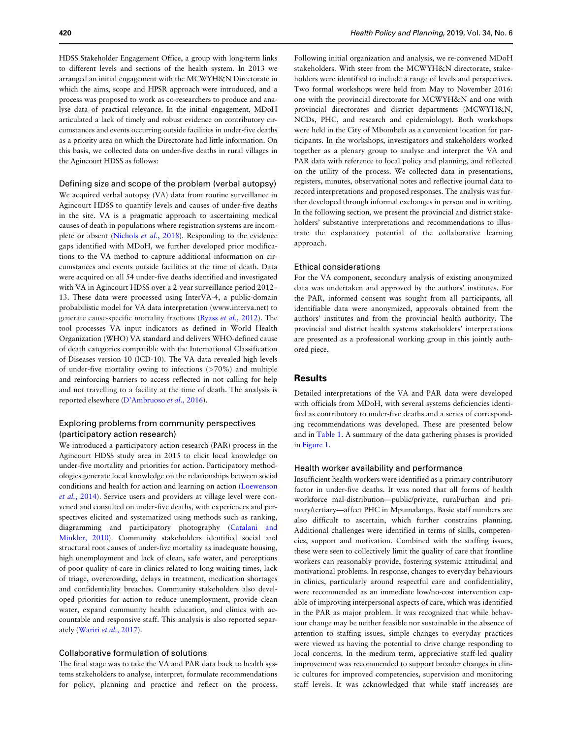HDSS Stakeholder Engagement Office, a group with long-term links to different levels and sections of the health system. In 2013 we arranged an initial engagement with the MCWYH&N Directorate in which the aims, scope and HPSR approach were introduced, and a process was proposed to work as co-researchers to produce and analyse data of practical relevance. In the initial engagement, MDoH articulated a lack of timely and robust evidence on contributory circumstances and events occurring outside facilities in under-five deaths as a priority area on which the Directorate had little information. On this basis, we collected data on under-five deaths in rural villages in the Agincourt HDSS as follows:

### Defining size and scope of the problem (verbal autopsy)

We acquired verbal autopsy (VA) data from routine surveillance in Agincourt HDSS to quantify levels and causes of under-five deaths in the site. VA is a pragmatic approach to ascertaining medical causes of death in populations where registration systems are incomplete or absent (Nichols *et al.*, 2018). Responding to the evidence gaps identified with MDoH, we further developed prior modifications to the VA method to capture additional information on circumstances and events outside facilities at the time of death. Data were acquired on all 54 under-five deaths identified and investigated with VA in Agincourt HDSS over a 2-year surveillance period 2012–13. These data were processed using InterVA-4, a public-domain probabilistic model for VA data interpretation (www.interva.net) to generate cause-specific mortality fractions (Byass *et al.*, 2012). The tool processes VA input indicators as defined in World Health Organization (WHO) VA standard and delivers WHO-defined cause of death categories compatible with the International Classification of Diseases version 10 (ICD-10). The VA data revealed high levels of under-five mortality owing to infections (>70%) and multiple and reinforcing barriers to access reflected in not calling for help and not travelling to a facility at the time of death. The analysis is reported elsewhere (D'Ambruoso *et al.*, 2016).

### Exploring problems from community perspectives (participatory action research)

We introduced a participatory action research (PAR) process in the Agincourt HDSS study area in 2015 to elicit local knowledge on under-five mortality and priorities for action. Participatory methodologies generate local knowledge on the relationships between social conditions and health for action and learning on action (Loewenson *et al.*, 2014). Service users and providers at village level were convened and consulted on under-five deaths, with experiences and perspectives elicited and systematized using methods such as ranking, diagramming and participatory photography (Catalani and Minkler, 2010). Community stakeholders identified social and structural root causes of under-five mortality as inadequate housing, high unemployment and lack of clean, safe water, and perceptions of poor quality of care in clinics related to long waiting times, lack of triage, overcrowding, delays in treatment, medication shortages and confidentiality breaches. Community stakeholders also developed priorities for action to reduce unemployment, provide clean water, expand community health education, and clinics with accountable and responsive staff. This analysis is also reported separately (Wariri *et al.*, 2017).

### Collaborative formulation of solutions

The final stage was to take the VA and PAR data back to health systems stakeholders to analyse, interpret, formulate recommendations for policy, planning and practice and reflect on the process. Following initial organization and analysis, we re-convened MDoH stakeholders. With steer from the MCWYH&N directorate, stakeholders were identified to include a range of levels and perspectives. Two formal workshops were held from May to November 2016: one with the provincial directorate for MCWYH&N and one with provincial directorates and district departments (MCWYH&N, NCDs, PHC, and research and epidemiology). Both workshops were held in the City of Mbombela as a convenient location for participants. In the workshops, investigators and stakeholders worked together as a plenary group to analyse and interpret the VA and PAR data with reference to local policy and planning, and reflected on the utility of the process. We collected data in presentations, registers, minutes, observational notes and reflective journal data to record interpretations and proposed responses. The analysis was further developed through informal exchanges in person and in writing. In the following section, we present the provincial and district stakeholders' substantive interpretations and recommendations to illustrate the explanatory potential of the collaborative learning approach.

### Ethical considerations

For the VA component, secondary analysis of existing anonymized data was undertaken and approved by the authors' institutes. For the PAR, informed consent was sought from all participants, all identifiable data were anonymized, approvals obtained from the authors' institutes and from the provincial health authority. The provincial and district health systems stakeholders' interpretations are presented as a professional working group in this jointly authored piece.

## Results

Detailed interpretations of the VA and PAR data were developed with officials from MDoH, with several systems deficiencies identified as contributory to under-five deaths and a series of corresponding recommendations was developed. These are presented below and in Table 1. A summary of the data gathering phases is provided in Figure 1.

### Health worker availability and performance

Insufficient health workers were identified as a primary contributory factor in under-five deaths. It was noted that all forms of health workforce mal-distribution—public/private, rural/urban and primary/tertiary—affect PHC in Mpumalanga. Basic staff numbers are also difficult to ascertain, which further constrains planning. Additional challenges were identified in terms of skills, competencies, support and motivation. Combined with the staffing issues, these were seen to collectively limit the quality of care that frontline workers can reasonably provide, fostering systemic attitudinal and motivational problems. In response, changes to everyday behaviours in clinics, particularly around respectful care and confidentiality, were recommended as an immediate low/no-cost intervention capable of improving interpersonal aspects of care, which was identified in the PAR as major problem. It was recognized that while behaviour change may be neither feasible nor sustainable in the absence of attention to staffing issues, simple changes to everyday practices were viewed as having the potential to drive change responding to local concerns. In the medium term, appreciative staff-led quality improvement was recommended to support broader changes in clinic cultures for improved competencies, supervision and monitoring staff levels. It was acknowledged that while staff increases are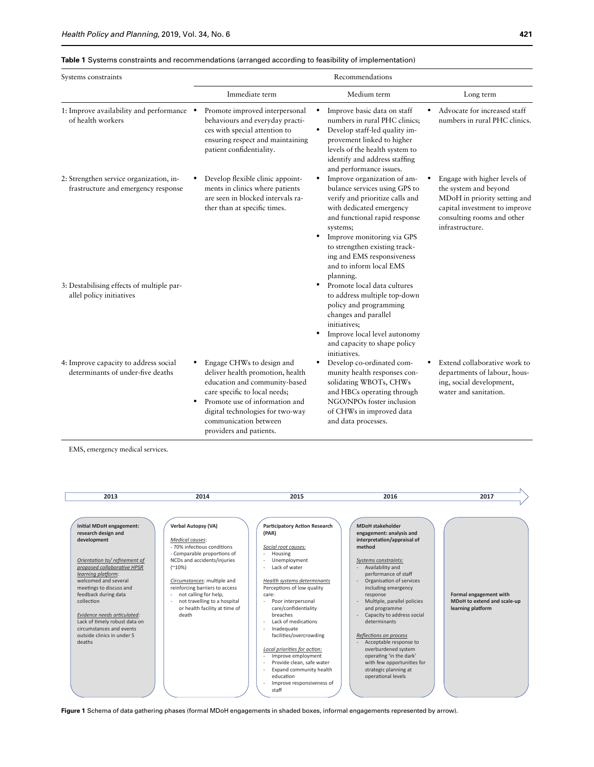**Table 1** Systems constraints and recommendations (arranged according to feasibility of implementation)

| Systems constraints | Recommendations | | |
|---|---|---|---|
| | Immediate term | Medium term | Long term |
| 1: Improve availability and performance of health workers | • Promote improved interpersonal behaviours and everyday practices with special attention to ensuring respect and maintaining patient confidentiality. | • Improve basic data on staff numbers in rural PHC clinics; <br>• Develop staff-led quality improvement linked to higher levels of the health system to identify and address staffing and performance issues. | • Advocate for increased staff numbers in rural PHC clinics. |
| 2: Strengthen service organization, infrastructure and emergency response | • Develop flexible clinic appointments in clinics where patients are seen in blocked intervals rather than at specific times. | • Improve organization of ambulance services using GPS to verify and prioritize calls and with dedicated emergency and functional rapid response systems; <br>• Improve monitoring via GPS to strengthen existing tracking and EMS responsiveness and to inform local EMS planning. | • Engage with higher levels of the system and beyond MDoH in priority setting and capital investment to improve consulting rooms and other infrastructure. |
| 3: Destabilising effects of multiple parallel policy initiatives | | • Promote local data cultures to address multiple top-down policy and programming changes and parallel initiatives; <br>• Improve local level autonomy and capacity to shape policy initiatives. | |
| 4: Improve capacity to address social determinants of under-five deaths | • Engage CHWs to design and deliver health promotion, health education and community-based care specific to local needs; <br>• Promote use of information and digital technologies for two-way communication between providers and patients. | • Develop co-ordinated community health responses consolidating WBOTs, CHWs and HBCs operating through NGO/NPOs foster inclusion of CHWs in improved data and data processes. | • Extend collaborative work to departments of labour, housing, social development, water and sanitation. |

EMS, emergency medical services.

| 2013 | 2014 | 2015 | 2016 | 2017 |
|---|---|---|---|---|
| **Initial MDoH engagement: research design and development**<br><br>*Orientation to/ refinement of proposed collaborative HPSR learning platform*: welcomed and several meetings to discuss and feedback during data collection<br><br>*Evidence needs articulated*: Lack of timely robust data on circumstances and events outside clinics in under 5 deaths | **Verbal Autopsy (VA)**<br><br>*Medical causes*:<br>- 70% infectious conditions<br>- Comparable proportions of NCDs and accidents/injuries (~10%)<br><br>*Circumstances*: multiple and reinforcing barriers to access<br>- not calling for help,<br>- not travelling to a hospital or health facility at time of death | **Participatory Action Research (PAR)**<br><br>*Social root causes:*<br>- Housing<br>- Unemployment<br>- Lack of water<br><br>*Health systems determinants*<br>Perceptions of low quality care:<br>- Poor interpersonal care/confidentiality breaches<br>- Lack of medications<br>- Inadequate facilities/overcrowding<br><br>*Local priorities for action:*<br>- Improve employment<br>- Provide clean, safe water<br>- Expand community health education<br>- Improve responsiveness of staff | **MDoH stakeholder engagement: analysis and interpretation/appraisal of method**<br><br>*Systems constraints:*<br>- Availability and performance of staff<br>- Organisation of services including emergency response<br>- Multiple, parallel policies and programme<br>- Capacity to address social determinants<br><br>*Reflections on process*<br>- Acceptable response to overburdened system operating 'in the dark' with few opportunities for strategic planning at operational levels | **Formal engagement with MDoH to extend and scale-up learning platform** |

**Figure 1** Schema of data gathering phases (formal MDoH engagements in shaded boxes, informal engagements represented by arrow).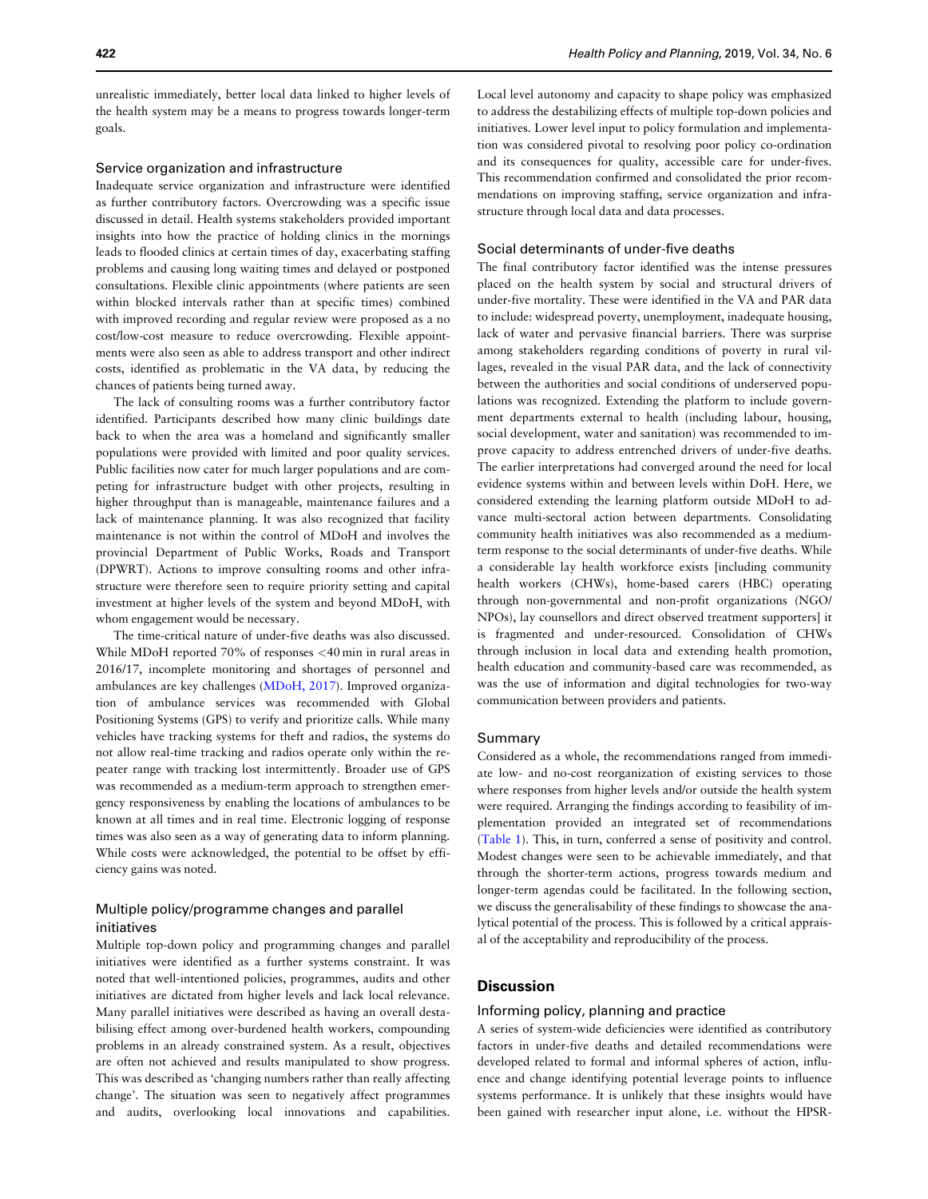unrealistic immediately, better local data linked to higher levels of the health system may be a means to progress towards longer-term goals.

### Service organization and infrastructure

Inadequate service organization and infrastructure were identified as further contributory factors. Overcrowding was a specific issue discussed in detail. Health systems stakeholders provided important insights into how the practice of holding clinics in the mornings leads to flooded clinics at certain times of day, exacerbating staffing problems and causing long waiting times and delayed or postponed consultations. Flexible clinic appointments (where patients are seen within blocked intervals rather than at specific times) combined with improved recording and regular review were proposed as a no cost/low-cost measure to reduce overcrowding. Flexible appointments were also seen as able to address transport and other indirect costs, identified as problematic in the VA data, by reducing the chances of patients being turned away.

The lack of consulting rooms was a further contributory factor identified. Participants described how many clinic buildings date back to when the area was a homeland and significantly smaller populations were provided with limited and poor quality services. Public facilities now cater for much larger populations and are competing for infrastructure budget with other projects, resulting in higher throughput than is manageable, maintenance failures and a lack of maintenance planning. It was also recognized that facility maintenance is not within the control of MDoH and involves the provincial Department of Public Works, Roads and Transport (DPWRT). Actions to improve consulting rooms and other infrastructure were therefore seen to require priority setting and capital investment at higher levels of the system and beyond MDoH, with whom engagement would be necessary.

The time-critical nature of under-five deaths was also discussed. While MDoH reported 70% of responses <40 min in rural areas in 2016/17, incomplete monitoring and shortages of personnel and ambulances are key challenges (MDoH, 2017). Improved organization of ambulance services was recommended with Global Positioning Systems (GPS) to verify and prioritize calls. While many vehicles have tracking systems for theft and radios, the systems do not allow real-time tracking and radios operate only within the repeater range with tracking lost intermittently. Broader use of GPS was recommended as a medium-term approach to strengthen emergency responsiveness by enabling the locations of ambulances to be known at all times and in real time. Electronic logging of response times was also seen as a way of generating data to inform planning. While costs were acknowledged, the potential to be offset by efficiency gains was noted.

### Multiple policy/programme changes and parallel initiatives

Multiple top-down policy and programming changes and parallel initiatives were identified as a further systems constraint. It was noted that well-intentioned policies, programmes, audits and other initiatives are dictated from higher levels and lack local relevance. Many parallel initiatives were described as having an overall destabilising effect among over-burdened health workers, compounding problems in an already constrained system. As a result, objectives are often not achieved and results manipulated to show progress. This was described as 'changing numbers rather than really affecting change'. The situation was seen to negatively affect programmes and audits, overlooking local innovations and capabilities. Local level autonomy and capacity to shape policy was emphasized to address the destabilizing effects of multiple top-down policies and initiatives. Lower level input to policy formulation and implementation was considered pivotal to resolving poor policy co-ordination and its consequences for quality, accessible care for under-fives. This recommendation confirmed and consolidated the prior recommendations on improving staffing, service organization and infrastructure through local data and data processes.

### Social determinants of under-five deaths

The final contributory factor identified was the intense pressures placed on the health system by social and structural drivers of under-five mortality. These were identified in the VA and PAR data to include: widespread poverty, unemployment, inadequate housing, lack of water and pervasive financial barriers. There was surprise among stakeholders regarding conditions of poverty in rural villages, revealed in the visual PAR data, and the lack of connectivity between the authorities and social conditions of underserved populations was recognized. Extending the platform to include government departments external to health (including labour, housing, social development, water and sanitation) was recommended to improve capacity to address entrenched drivers of under-five deaths. The earlier interpretations had converged around the need for local evidence systems within and between levels within DoH. Here, we considered extending the learning platform outside MDoH to advance multi-sectoral action between departments. Consolidating community health initiatives was also recommended as a medium-term response to the social determinants of under-five deaths. While a considerable lay health workforce exists [including community health workers (CHWs), home-based carers (HBC) operating through non-governmental and non-profit organizations (NGO/NPOs), lay counsellors and direct observed treatment supporters] it is fragmented and under-resourced. Consolidation of CHWs through inclusion in local data and extending health promotion, health education and community-based care was recommended, as was the use of information and digital technologies for two-way communication between providers and patients.

### Summary

Considered as a whole, the recommendations ranged from immediate low- and no-cost reorganization of existing services to those where responses from higher levels and/or outside the health system were required. Arranging the findings according to feasibility of implementation provided an integrated set of recommendations (Table 1). This, in turn, conferred a sense of positivity and control. Modest changes were seen to be achievable immediately, and that through the shorter-term actions, progress towards medium and longer-term agendas could be facilitated. In the following section, we discuss the generalisability of these findings to showcase the analytical potential of the process. This is followed by a critical appraisal of the acceptability and reproducibility of the process.

## Discussion

### Informing policy, planning and practice

A series of system-wide deficiencies were identified as contributory factors in under-five deaths and detailed recommendations were developed related to formal and informal spheres of action, influence and change identifying potential leverage points to influence systems performance. It is unlikely that these insights would have been gained with researcher input alone, i.e. without the HPSR-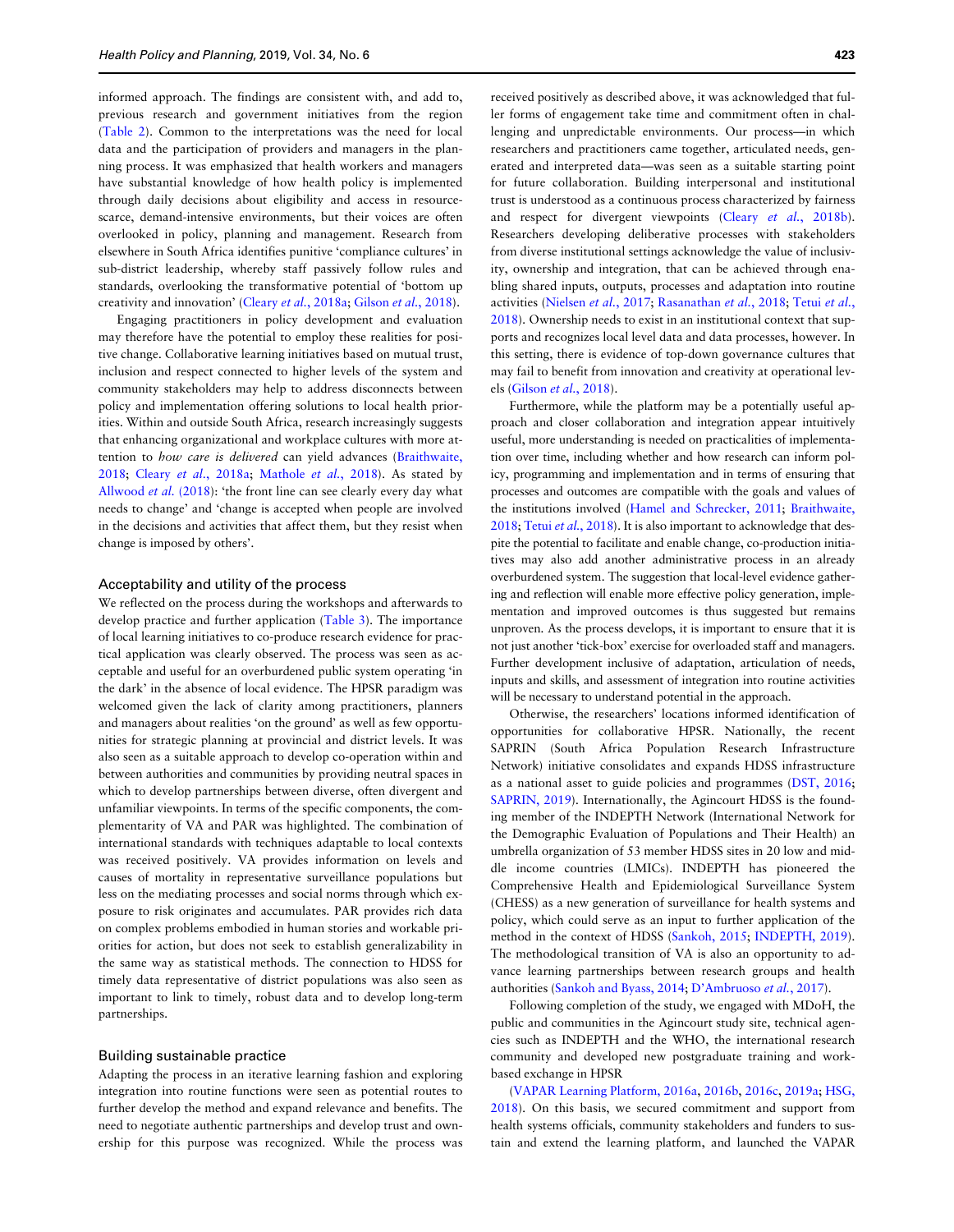informed approach. The findings are consistent with, and add to, previous research and government initiatives from the region (Table 2). Common to the interpretations was the need for local data and the participation of providers and managers in the planning process. It was emphasized that health workers and managers have substantial knowledge of how health policy is implemented through daily decisions about eligibility and access in resource-scarce, demand-intensive environments, but their voices are often overlooked in policy, planning and management. Research from elsewhere in South Africa identifies punitive 'compliance cultures' in sub-district leadership, whereby staff passively follow rules and standards, overlooking the transformative potential of 'bottom up creativity and innovation' (Cleary *et al.*, 2018a; Gilson *et al.*, 2018).

Engaging practitioners in policy development and evaluation may therefore have the potential to employ these realities for positive change. Collaborative learning initiatives based on mutual trust, inclusion and respect connected to higher levels of the system and community stakeholders may help to address disconnects between policy and implementation offering solutions to local health priorities. Within and outside South Africa, research increasingly suggests that enhancing organizational and workplace cultures with more attention to *how care is delivered* can yield advances (Braithwaite, 2018; Cleary *et al.*, 2018a; Mathole *et al.*, 2018). As stated by Allwood *et al.* (2018): 'the front line can see clearly every day what needs to change' and 'change is accepted when people are involved in the decisions and activities that affect them, but they resist when change is imposed by others'.

### Acceptability and utility of the process

We reflected on the process during the workshops and afterwards to develop practice and further application (Table 3). The importance of local learning initiatives to co-produce research evidence for practical application was clearly observed. The process was seen as acceptable and useful for an overburdened public system operating 'in the dark' in the absence of local evidence. The HPSR paradigm was welcomed given the lack of clarity among practitioners, planners and managers about realities 'on the ground' as well as few opportunities for strategic planning at provincial and district levels. It was also seen as a suitable approach to develop co-operation within and between authorities and communities by providing neutral spaces in which to develop partnerships between diverse, often divergent and unfamiliar viewpoints. In terms of the specific components, the complementarity of VA and PAR was highlighted. The combination of international standards with techniques adaptable to local contexts was received positively. VA provides information on levels and causes of mortality in representative surveillance populations but less on the mediating processes and social norms through which exposure to risk originates and accumulates. PAR provides rich data on complex problems embodied in human stories and workable priorities for action, but does not seek to establish generalizability in the same way as statistical methods. The connection to HDSS for timely data representative of district populations was also seen as important to link to timely, robust data and to develop long-term partnerships.

### Building sustainable practice

Adapting the process in an iterative learning fashion and exploring integration into routine functions were seen as potential routes to further develop the method and expand relevance and benefits. The need to negotiate authentic partnerships and develop trust and ownership for this purpose was recognized. While the process was received positively as described above, it was acknowledged that fuller forms of engagement take time and commitment often in challenging and unpredictable environments. Our process—in which researchers and practitioners came together, articulated needs, generated and interpreted data—was seen as a suitable starting point for future collaboration. Building interpersonal and institutional trust is understood as a continuous process characterized by fairness and respect for divergent viewpoints (Cleary *et al.*, 2018b). Researchers developing deliberative processes with stakeholders from diverse institutional settings acknowledge the value of inclusivity, ownership and integration, that can be achieved through enabling shared inputs, outputs, processes and adaptation into routine activities (Nielsen *et al.*, 2017; Rasanathan *et al.*, 2018; Tetui *et al.*, 2018). Ownership needs to exist in an institutional context that supports and recognizes local level data and data processes, however. In this setting, there is evidence of top-down governance cultures that may fail to benefit from innovation and creativity at operational levels (Gilson *et al.*, 2018).

Furthermore, while the platform may be a potentially useful approach and closer collaboration and integration appear intuitively useful, more understanding is needed on practicalities of implementation over time, including whether and how research can inform policy, programming and implementation and in terms of ensuring that processes and outcomes are compatible with the goals and values of the institutions involved (Hamel and Schrecker, 2011; Braithwaite, 2018; Tetui *et al.*, 2018). It is also important to acknowledge that despite the potential to facilitate and enable change, co-production initiatives may also add another administrative process in an already overburdened system. The suggestion that local-level evidence gathering and reflection will enable more effective policy generation, implementation and improved outcomes is thus suggested but remains unproven. As the process develops, it is important to ensure that it is not just another 'tick-box' exercise for overloaded staff and managers. Further development inclusive of adaptation, articulation of needs, inputs and skills, and assessment of integration into routine activities will be necessary to understand potential in the approach.

Otherwise, the researchers' locations informed identification of opportunities for collaborative HPSR. Nationally, the recent SAPRIN (South Africa Population Research Infrastructure Network) initiative consolidates and expands HDSS infrastructure as a national asset to guide policies and programmes (DST, 2016; SAPRIN, 2019). Internationally, the Agincourt HDSS is the founding member of the INDEPTH Network (International Network for the Demographic Evaluation of Populations and Their Health) an umbrella organization of 53 member HDSS sites in 20 low and middle income countries (LMICs). INDEPTH has pioneered the Comprehensive Health and Epidemiological Surveillance System (CHESS) as a new generation of surveillance for health systems and policy, which could serve as an input to further application of the method in the context of HDSS (Sankoh, 2015; INDEPTH, 2019). The methodological transition of VA is also an opportunity to advance learning partnerships between research groups and health authorities (Sankoh and Byass, 2014; D'Ambruoso *et al.*, 2017).

Following completion of the study, we engaged with MDoH, the public and communities in the Agincourt study site, technical agencies such as INDEPTH and the WHO, the international research community and developed new postgraduate training and work-based exchange in HPSR

(VAPAR Learning Platform, 2016a, 2016b, 2016c, 2019a; HSG, 2018). On this basis, we secured commitment and support from health systems officials, community stakeholders and funders to sustain and extend the learning platform, and launched the VAPAR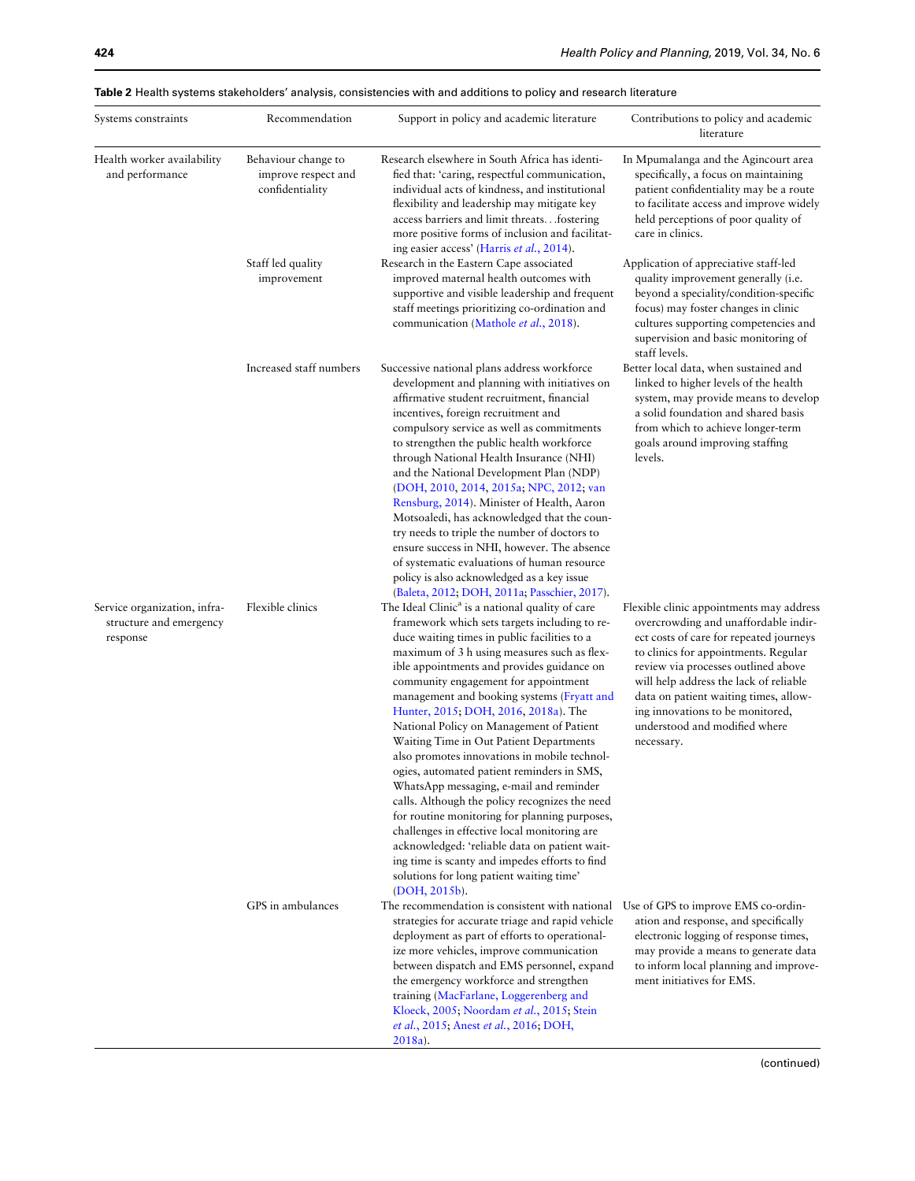**Table 2** Health systems stakeholders' analysis, consistencies with and additions to policy and research literature

| Systems constraints | Recommendation | Support in policy and academic literature | Contributions to policy and academic literature |
|---|---|---|---|
| Health worker availability and performance | Behaviour change to improve respect and confidentiality | Research elsewhere in South Africa has identified that: 'caring, respectful communication, individual acts of kindness, and institutional flexibility and leadership may mitigate key access barriers and limit threats. . .fostering more positive forms of inclusion and facilitating easier access' (Harris *et al.*, 2014). | In Mpumalanga and the Agincourt area specifically, a focus on maintaining patient confidentiality may be a route to facilitate access and improve widely held perceptions of poor quality of care in clinics. |
| | Staff led quality improvement | Research in the Eastern Cape associated improved maternal health outcomes with supportive and visible leadership and frequent staff meetings prioritizing co-ordination and communication (Mathole *et al.*, 2018). | Application of appreciative staff-led quality improvement generally (i.e. beyond a speciality/condition-specific focus) may foster changes in clinic cultures supporting competencies and supervision and basic monitoring of staff levels. |
| | Increased staff numbers | Successive national plans address workforce development and planning with initiatives on affirmative student recruitment, financial incentives, foreign recruitment and compulsory service as well as commitments to strengthen the public health workforce through National Health Insurance (NHI) and the National Development Plan (NDP) (DOH, 2010, 2014, 2015a; NPC, 2012; van Rensburg, 2014). Minister of Health, Aaron Motsoaledi, has acknowledged that the country needs to triple the number of doctors to ensure success in NHI, however. The absence of systematic evaluations of human resource policy is also acknowledged as a key issue (Baleta, 2012; DOH, 2011a; Passchier, 2017). | Better local data, when sustained and linked to higher levels of the health system, may provide means to develop a solid foundation and shared basis from which to achieve longer-term goals around improving staffing levels. |
| Service organization, infrastructure and emergency response | Flexible clinics | The Ideal Clinic[a] is a national quality of care framework which sets targets including to reduce waiting times in public facilities to a maximum of 3 h using measures such as flexible appointments and provides guidance on community engagement for appointment management and booking systems (Fryatt and Hunter, 2015; DOH, 2016, 2018a). The National Policy on Management of Patient Waiting Time in Out Patient Departments also promotes innovations in mobile technologies, automated patient reminders in SMS, WhatsApp messaging, e-mail and reminder calls. Although the policy recognizes the need for routine monitoring for planning purposes, challenges in effective local monitoring are acknowledged: 'reliable data on patient waiting time is scanty and impedes efforts to find solutions for long patient waiting time' (DOH, 2015b). | Flexible clinic appointments may address overcrowding and unaffordable indirect costs of care for repeated journeys to clinics for appointments. Regular review via processes outlined above will help address the lack of reliable data on patient waiting times, allowing innovations to be monitored, understood and modified where necessary. |
| | GPS in ambulances | The recommendation is consistent with national strategies for accurate triage and rapid vehicle deployment as part of efforts to operationalize more vehicles, improve communication between dispatch and EMS personnel, expand the emergency workforce and strengthen training (MacFarlane, Loggerenberg and Kloeck, 2005; Noordam *et al.*, 2015; Stein *et al.*, 2015; Anest *et al.*, 2016; DOH, 2018a). | Use of GPS to improve EMS co-ordination and response, and specifically electronic logging of response times, may provide a means to generate data to inform local planning and improvement initiatives for EMS. |

(continued)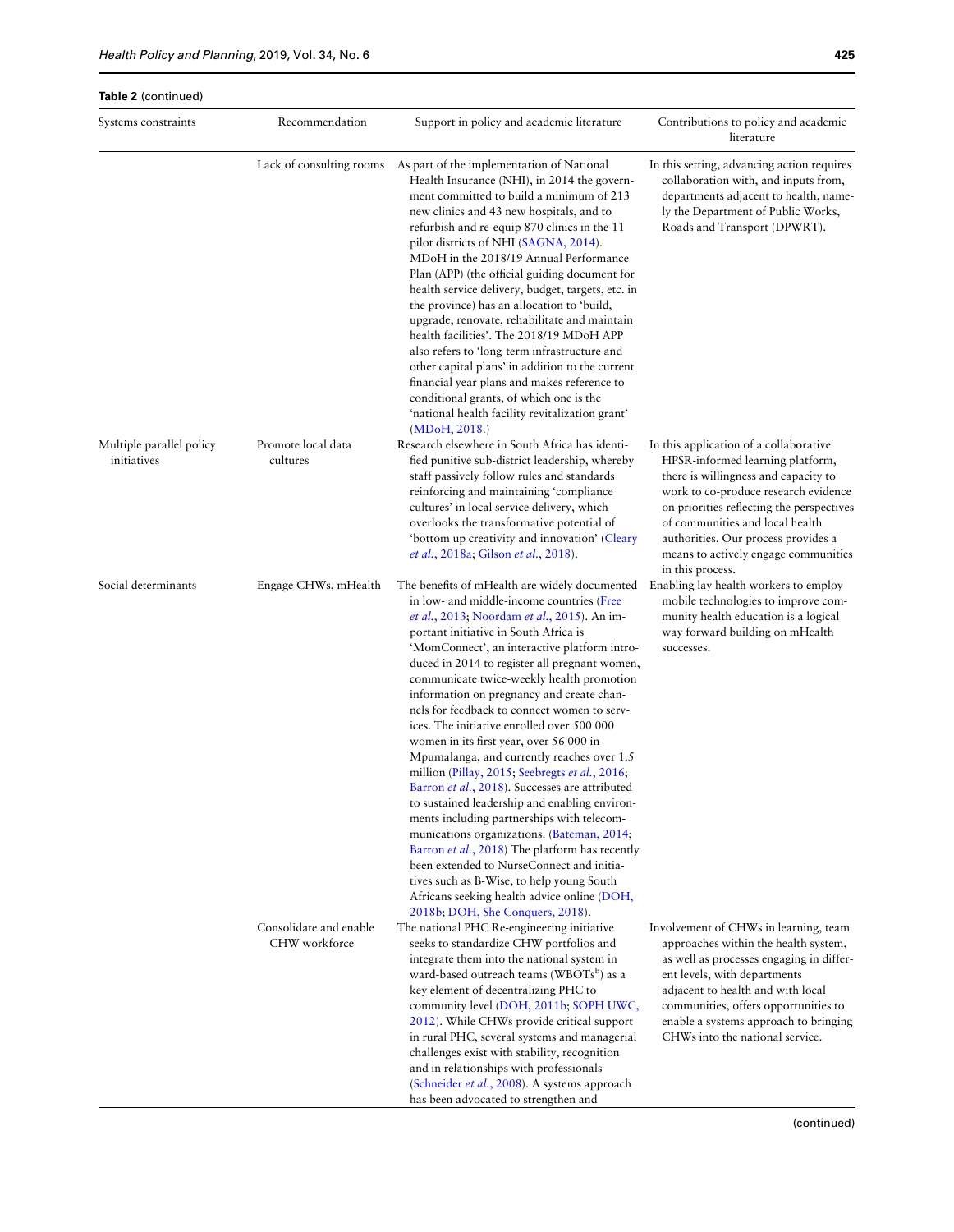**Table 2** (continued)

| Systems constraints | Recommendation | Support in policy and academic literature | Contributions to policy and academic literature |
|---|---|---|---|
| | Lack of consulting rooms | As part of the implementation of National Health Insurance (NHI), in 2014 the government committed to build a minimum of 213 new clinics and 43 new hospitals, and to refurbish and re-equip 870 clinics in the 11 pilot districts of NHI (SAGNA, 2014). MDoH in the 2018/19 Annual Performance Plan (APP) (the official guiding document for health service delivery, budget, targets, etc. in the province) has an allocation to 'build, upgrade, renovate, rehabilitate and maintain health facilities'. The 2018/19 MDoH APP also refers to 'long-term infrastructure and other capital plans' in addition to the current financial year plans and makes reference to conditional grants, of which one is the 'national health facility revitalization grant' (MDoH, 2018.) | In this setting, advancing action requires collaboration with, and inputs from, departments adjacent to health, namely the Department of Public Works, Roads and Transport (DPWRT). |
| Multiple parallel policy initiatives | Promote local data cultures | Research elsewhere in South Africa has identified punitive sub-district leadership, whereby staff passively follow rules and standards reinforcing and maintaining 'compliance cultures' in local service delivery, which overlooks the transformative potential of 'bottom up creativity and innovation' (Cleary *et al.*, 2018a; Gilson *et al.*, 2018). | In this application of a collaborative HPSR-informed learning platform, there is willingness and capacity to work to co-produce research evidence on priorities reflecting the perspectives of communities and local health authorities. Our process provides a means to actively engage communities in this process. |
| Social determinants | Engage CHWs, mHealth | The benefits of mHealth are widely documented in low- and middle-income countries (Free *et al.*, 2013; Noordam *et al.*, 2015). An important initiative in South Africa is 'MomConnect', an interactive platform introduced in 2014 to register all pregnant women, communicate twice-weekly health promotion information on pregnancy and create channels for feedback to connect women to services. The initiative enrolled over 500 000 women in its first year, over 56 000 in Mpumalanga, and currently reaches over 1.5 million (Pillay, 2015; Seebregts *et al.*, 2016; Barron *et al.*, 2018). Successes are attributed to sustained leadership and enabling environments including partnerships with telecommunications organizations. (Bateman, 2014; Barron *et al.*, 2018) The platform has recently been extended to NurseConnect and initiatives such as B-Wise, to help young South Africans seeking health advice online (DOH, 2018b; DOH, She Conquers, 2018). | Enabling lay health workers to employ mobile technologies to improve community health education is a logical way forward building on mHealth successes. |
| | Consolidate and enable CHW workforce | The national PHC Re-engineering initiative seeks to standardize CHW portfolios and integrate them into the national system in ward-based outreach teams (WBOTs[b]) as a key element of decentralizing PHC to community level (DOH, 2011b; SOPH UWC, 2012). While CHWs provide critical support in rural PHC, several systems and managerial challenges exist with stability, recognition and in relationships with professionals (Schneider *et al.*, 2008). A systems approach has been advocated to strengthen and | Involvement of CHWs in learning, team approaches within the health system, as well as processes engaging in different levels, with departments adjacent to health and with local communities, offers opportunities to enable a systems approach to bringing CHWs into the national service. |

(continued)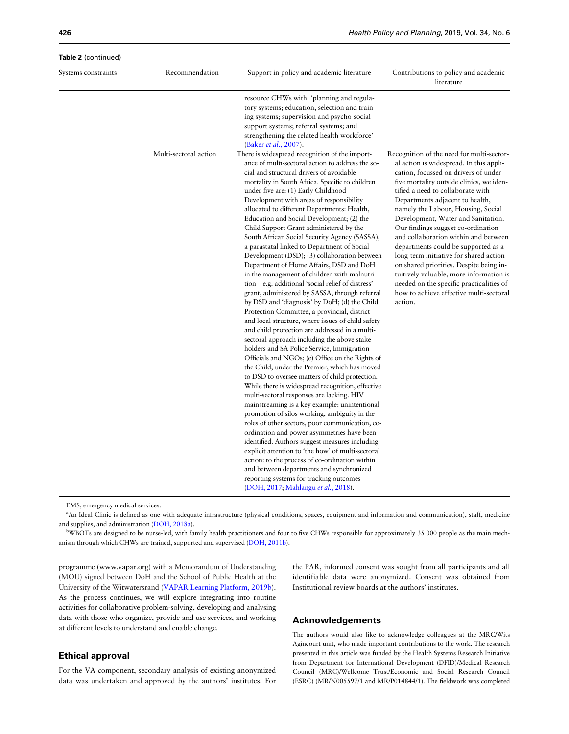**Table 2** (continued)

| Systems constraints | Recommendation | Support in policy and academic literature | Contributions to policy and academic literature |
|---|---|---|---|
| | | resource CHWs with: 'planning and regulatory systems; education, selection and training systems; supervision and psycho-social support systems; referral systems; and strengthening the related health workforce' (Baker *et al.*, 2007). | |
| | Multi-sectoral action | There is widespread recognition of the importance of multi-sectoral action to address the social and structural drivers of avoidable mortality in South Africa. Specific to children under-five are: (1) Early Childhood Development with areas of responsibility allocated to different Departments: Health, Education and Social Development; (2) the Child Support Grant administered by the South African Social Security Agency (SASSA), a parastatal linked to Department of Social Development (DSD); (3) collaboration between Department of Home Affairs, DSD and DoH in the management of children with malnutrition—e.g. additional 'social relief of distress' grant, administered by SASSA, through referral by DSD and 'diagnosis' by DoH; (d) the Child Protection Committee, a provincial, district and local structure, where issues of child safety and child protection are addressed in a multi-sectoral approach including the above stakeholders and SA Police Service, Immigration Officials and NGOs; (e) Office on the Rights of the Child, under the Premier, which has moved to DSD to oversee matters of child protection. While there is widespread recognition, effective multi-sectoral responses are lacking. HIV mainstreaming is a key example: unintentional promotion of silos working, ambiguity in the roles of other sectors, poor communication, co-ordination and power asymmetries have been identified. Authors suggest measures including explicit attention to 'the how' of multi-sectoral action: to the process of co-ordination within and between departments and synchronized reporting systems for tracking outcomes (DOH, 2017; Mahlangu *et al.*, 2018). | Recognition of the need for multi-sectoral action is widespread. In this application, focussed on drivers of under-five mortality outside clinics, we identified a need to collaborate with Departments adjacent to health, namely the Labour, Housing, Social Development, Water and Sanitation. Our findings suggest co-ordination and collaboration within and between departments could be supported as a long-term initiative for shared action on shared priorities. Despite being intuitively valuable, more information is needed on the specific practicalities of how to achieve effective multi-sectoral action. |

EMS, emergency medical services.

[a]An Ideal Clinic is defined as one with adequate infrastructure (physical conditions, spaces, equipment and information and communication), staff, medicine and supplies, and administration (DOH, 2018a).

[b]WBOTs are designed to be nurse-led, with family health practitioners and four to five CHWs responsible for approximately 35 000 people as the main mechanism through which CHWs are trained, supported and supervised (DOH, 2011b).

programme (www.vapar.org) with a Memorandum of Understanding (MOU) signed between DoH and the School of Public Health at the University of the Witwatersrand (VAPAR Learning Platform, 2019b). As the process continues, we will explore integrating into routine activities for collaborative problem-solving, developing and analysing data with those who organize, provide and use services, and working at different levels to understand and enable change.

## Ethical approval

For the VA component, secondary analysis of existing anonymized data was undertaken and approved by the authors' institutes. For the PAR, informed consent was sought from all participants and all identifiable data were anonymized. Consent was obtained from Institutional review boards at the authors' institutes.

## Acknowledgements

The authors would also like to acknowledge colleagues at the MRC/Wits Agincourt unit, who made important contributions to the work. The research presented in this article was funded by the Health Systems Research Initiative from Department for International Development (DFID)/Medical Research Council (MRC)/Wellcome Trust/Economic and Social Research Council (ESRC) (MR/N005597/1 and MR/P014844/1). The fieldwork was completed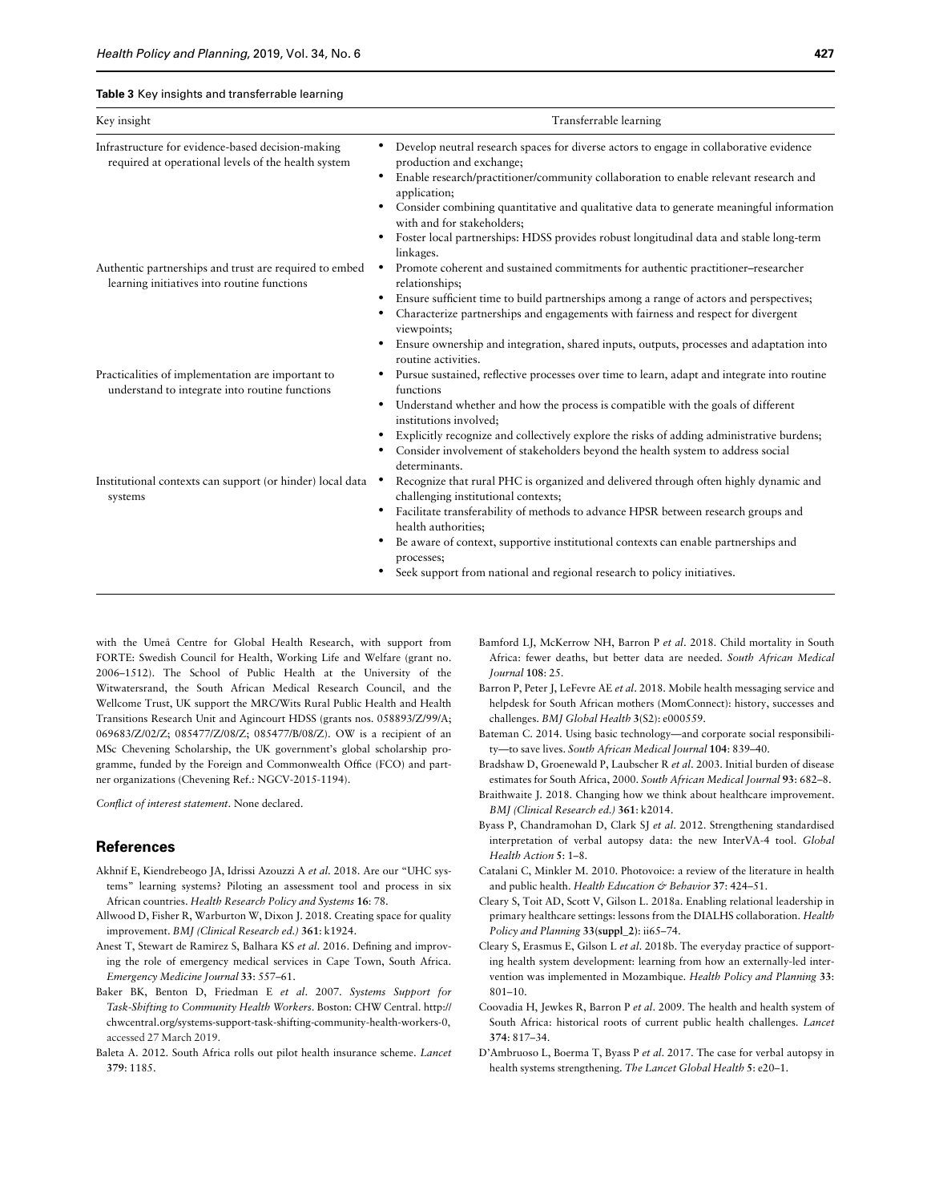**Table 3** Key insights and transferrable learning

| Key insight | Transferrable learning |
|---|---|
| Infrastructure for evidence-based decision-making required at operational levels of the health system | • Develop neutral research spaces for diverse actors to engage in collaborative evidence production and exchange;<br>• Enable research/practitioner/community collaboration to enable relevant research and application;<br>• Consider combining quantitative and qualitative data to generate meaningful information with and for stakeholders;<br>• Foster local partnerships: HDSS provides robust longitudinal data and stable long-term linkages. |
| Authentic partnerships and trust are required to embed learning initiatives into routine functions | • Promote coherent and sustained commitments for authentic practitioner–researcher relationships;<br>• Ensure sufficient time to build partnerships among a range of actors and perspectives;<br>• Characterize partnerships and engagements with fairness and respect for divergent viewpoints;<br>• Ensure ownership and integration, shared inputs, outputs, processes and adaptation into routine activities. |
| Practicalities of implementation are important to understand to integrate into routine functions | • Pursue sustained, reflective processes over time to learn, adapt and integrate into routine functions<br>• Understand whether and how the process is compatible with the goals of different institutions involved;<br>• Explicitly recognize and collectively explore the risks of adding administrative burdens;<br>• Consider involvement of stakeholders beyond the health system to address social determinants. |
| Institutional contexts can support (or hinder) local data systems | • Recognize that rural PHC is organized and delivered through often highly dynamic and challenging institutional contexts;<br>• Facilitate transferability of methods to advance HPSR between research groups and health authorities;<br>• Be aware of context, supportive institutional contexts can enable partnerships and processes;<br>• Seek support from national and regional research to policy initiatives. |

with the Umeå Centre for Global Health Research, with support from FORTE: Swedish Council for Health, Working Life and Welfare (grant no. 2006–1512). The School of Public Health at the University of the Witwatersrand, the South African Medical Research Council, and the Wellcome Trust, UK support the MRC/Wits Rural Public Health and Health Transitions Research Unit and Agincourt HDSS (grants nos. 058893/Z/99/A; 069683/Z/02/Z; 085477/Z/08/Z; 085477/B/08/Z). OW is a recipient of an MSc Chevening Scholarship, the UK government's global scholarship programme, funded by the Foreign and Commonwealth Office (FCO) and partner organizations (Chevening Ref.: NGCV-2015-1194).

*Conflict of interest statement*. None declared.

## References

Akhnif E, Kiendrebeogo JA, Idrissi Azouzzi A *et al.* 2018. Are our "UHC systems" learning systems? Piloting an assessment tool and process in six African countries. *Health Research Policy and Systems* **16**: 78.

Allwood D, Fisher R, Warburton W, Dixon J. 2018. Creating space for quality improvement. *BMJ (Clinical Research ed.)* **361**: k1924.

Anest T, Stewart de Ramirez S, Balhara KS *et al.* 2016. Defining and improving the role of emergency medical services in Cape Town, South Africa. *Emergency Medicine Journal* **33**: 557–61.

Baker BK, Benton D, Friedman E *et al.* 2007. *Systems Support for Task-Shifting to Community Health Workers*. Boston: CHW Central. http://chwcentral.org/systems-support-task-shifting-community-health-workers-0, accessed 27 March 2019.

Baleta A. 2012. South Africa rolls out pilot health insurance scheme. *Lancet* **379**: 1185.

Bamford LJ, McKerrow NH, Barron P *et al.* 2018. Child mortality in South Africa: fewer deaths, but better data are needed. *South African Medical Journal* **108**: 25.

Barron P, Peter J, LeFevre AE *et al.* 2018. Mobile health messaging service and helpdesk for South African mothers (MomConnect): history, successes and challenges. *BMJ Global Health* **3**(S2): e000559.

Bateman C. 2014. Using basic technology—and corporate social responsibility—to save lives. *South African Medical Journal* **104**: 839–40.

Bradshaw D, Groenewald P, Laubscher R *et al.* 2003. Initial burden of disease estimates for South Africa, 2000. *South African Medical Journal* **93**: 682–8.

Braithwaite J. 2018. Changing how we think about healthcare improvement. *BMJ (Clinical Research ed.)* **361**: k2014.

Byass P, Chandramohan D, Clark SJ *et al.* 2012. Strengthening standardised interpretation of verbal autopsy data: the new InterVA-4 tool. *Global Health Action* **5**: 1–8.

Catalani C, Minkler M. 2010. Photovoice: a review of the literature in health and public health. *Health Education & Behavior* **37**: 424–51.

Cleary S, Toit AD, Scott V, Gilson L. 2018a. Enabling relational leadership in primary healthcare settings: lessons from the DIALHS collaboration. *Health Policy and Planning* **33(suppl_2)**: ii65–74.

Cleary S, Erasmus E, Gilson L *et al.* 2018b. The everyday practice of supporting health system development: learning from how an externally-led intervention was implemented in Mozambique. *Health Policy and Planning* **33**: 801–10.

Coovadia H, Jewkes R, Barron P *et al.* 2009. The health and health system of South Africa: historical roots of current public health challenges. *Lancet* **374**: 817–34.

D'Ambruoso L, Boerma T, Byass P *et al.* 2017. The case for verbal autopsy in health systems strengthening. *The Lancet Global Health* **5**: e20–1.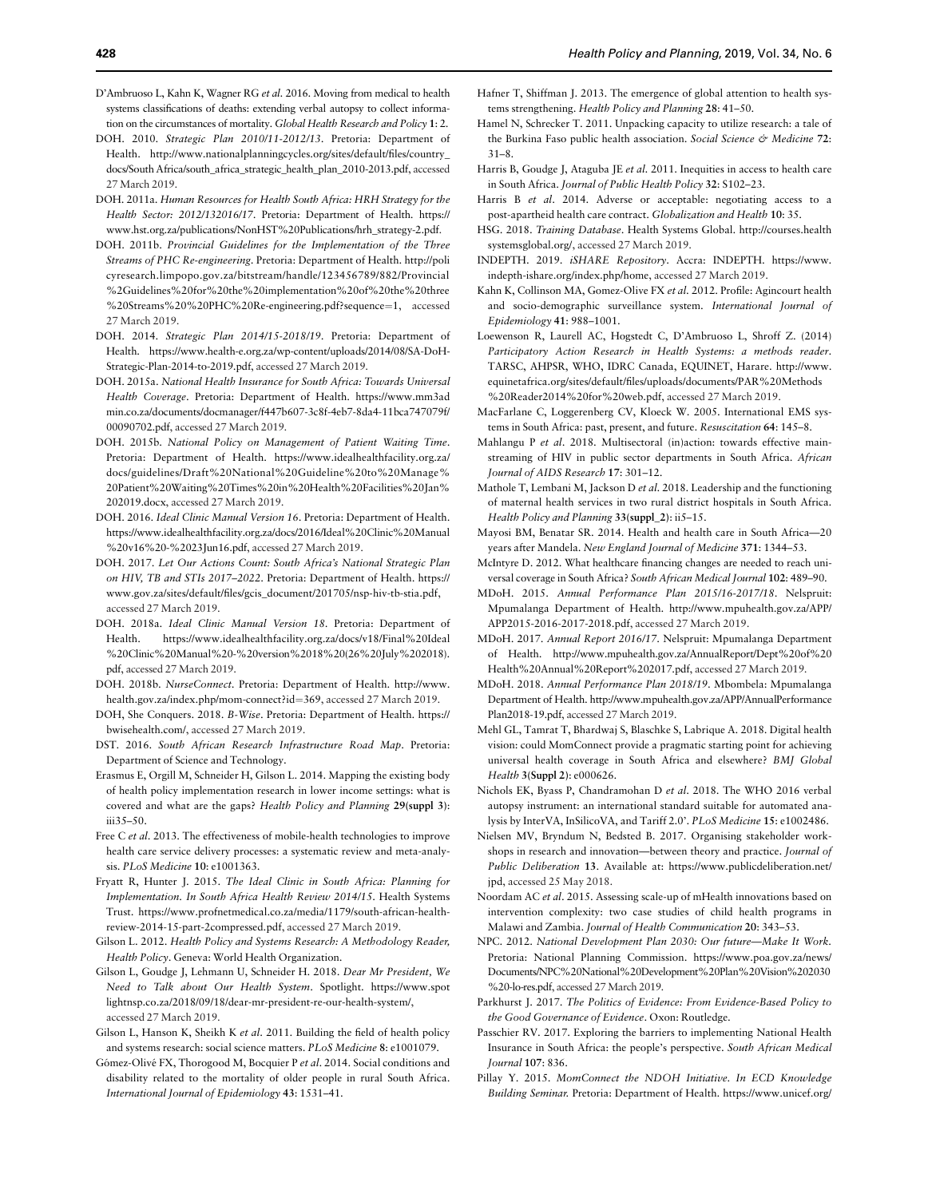D'Ambruoso L, Kahn K, Wagner RG *et al*. 2016. Moving from medical to health systems classifications of deaths: extending verbal autopsy to collect information on the circumstances of mortality. *Global Health Research and Policy* **1**: 2.

DOH. 2010. *Strategic Plan 2010/11-2012/13*. Pretoria: Department of Health. http://www.nationalplanningcycles.org/sites/default/files/country_docs/South Africa/south_africa_strategic_health_plan_2010-2013.pdf, accessed 27 March 2019.

DOH. 2011a. *Human Resources for Health South Africa: HRH Strategy for the Health Sector: 2012/132016/17*. Pretoria: Department of Health. https://www.hst.org.za/publications/NonHST%20Publications/hrh_strategy-2.pdf.

DOH. 2011b. *Provincial Guidelines for the Implementation of the Three Streams of PHC Re-engineering*. Pretoria: Department of Health. http://policyresearch.limpopo.gov.za/bitstream/handle/123456789/882/Provincial%2Guidelines%20for%20the%20implementation%20of%20the%20three%20Streams%20%20PHC%20Re-engineering.pdf?sequence=1, accessed 27 March 2019.

DOH. 2014. *Strategic Plan 2014/15-2018/19*. Pretoria: Department of Health. https://www.health-e.org.za/wp-content/uploads/2014/08/SA-DoH-Strategic-Plan-2014-to-2019.pdf, accessed 27 March 2019.

DOH. 2015a. *National Health Insurance for South Africa: Towards Universal Health Coverage*. Pretoria: Department of Health. https://www.mm3admin.co.za/documents/docmanager/f447b607-3c8f-4eb7-8da4-11bca747079f/00090702.pdf, accessed 27 March 2019.

DOH. 2015b. *National Policy on Management of Patient Waiting Time*. Pretoria: Department of Health. https://www.idealhealthfacility.org.za/docs/guidelines/Draft%20National%20Guideline%20to%20Manage%20Patient%20Waiting%20Times%20in%20Health%20Facilities%20Jan%202019.docx, accessed 27 March 2019.

DOH. 2016. *Ideal Clinic Manual Version 16*. Pretoria: Department of Health. https://www.idealhealthfacility.org.za/docs/2016/Ideal%20Clinic%20Manual%20v16%20-%2023Jun16.pdf, accessed 27 March 2019.

DOH. 2017. *Let Our Actions Count: South Africa's National Strategic Plan on HIV, TB and STIs 2017–2022*. Pretoria: Department of Health. https://www.gov.za/sites/default/files/gcis_document/201705/nsp-hiv-tb-stia.pdf, accessed 27 March 2019.

DOH. 2018a. *Ideal Clinic Manual Version 18*. Pretoria: Department of Health. https://www.idealhealthfacility.org.za/docs/v18/Final%20Ideal%20Clinic%20Manual%20-%20version%2018%20(26%20July%202018).pdf, accessed 27 March 2019.

DOH. 2018b. *NurseConnect*. Pretoria: Department of Health. http://www.health.gov.za/index.php/mom-connect?id=369, accessed 27 March 2019.

DOH, She Conquers. 2018. *B-Wise*. Pretoria: Department of Health. https://bwisehealth.com/, accessed 27 March 2019.

DST. 2016. *South African Research Infrastructure Road Map*. Pretoria: Department of Science and Technology.

Erasmus E, Orgill M, Schneider H, Gilson L. 2014. Mapping the existing body of health policy implementation research in lower income settings: what is covered and what are the gaps? *Health Policy and Planning* **29(suppl 3)**: iii35–50.

Free C *et al*. 2013. The effectiveness of mobile-health technologies to improve health care service delivery processes: a systematic review and meta-analysis. *PLoS Medicine* **10**: e1001363.

Fryatt R, Hunter J. 2015. *The Ideal Clinic in South Africa: Planning for Implementation. In South Africa Health Review 2014/15*. Health Systems Trust. https://www.profnetmedical.co.za/media/1179/south-african-health-review-2014-15-part-2compressed.pdf, accessed 27 March 2019.

Gilson L. 2012. *Health Policy and Systems Research: A Methodology Reader, Health Policy*. Geneva: World Health Organization.

Gilson L, Goudge J, Lehmann U, Schneider H. 2018. *Dear Mr President, We Need to Talk about Our Health System*. Spotlight. https://www.spotlightnsp.co.za/2018/09/18/dear-mr-president-re-our-health-system/, accessed 27 March 2019.

Gilson L, Hanson K, Sheikh K *et al*. 2011. Building the field of health policy and systems research: social science matters. *PLoS Medicine* **8**: e1001079.

Gómez-Olivé FX, Thorogood M, Bocquier P *et al*. 2014. Social conditions and disability related to the mortality of older people in rural South Africa. *International Journal of Epidemiology* **43**: 1531–41.

Hafner T, Shiffman J. 2013. The emergence of global attention to health systems strengthening. *Health Policy and Planning* **28**: 41–50.

Hamel N, Schrecker T. 2011. Unpacking capacity to utilize research: a tale of the Burkina Faso public health association. *Social Science & Medicine* **72**: 31–8.

Harris B, Goudge J, Ataguba JE *et al*. 2011. Inequities in access to health care in South Africa. *Journal of Public Health Policy* **32**: S102–23.

Harris B *et al*. 2014. Adverse or acceptable: negotiating access to a post-apartheid health care contract. *Globalization and Health* **10**: 35.

HSG. 2018. *Training Database*. Health Systems Global. http://courses.healthsystemsglobal.org/, accessed 27 March 2019.

INDEPTH. 2019. *iSHARE Repository*. Accra: INDEPTH. https://www.indepth-ishare.org/index.php/home, accessed 27 March 2019.

Kahn K, Collinson MA, Gomez-Olive FX *et al*. 2012. Profile: Agincourt health and socio-demographic surveillance system. *International Journal of Epidemiology* **41**: 988–1001.

Loewenson R, Laurell AC, Hogstedt C, D'Ambruoso L, Shroff Z. (2014) *Participatory Action Research in Health Systems: a methods reader*. TARSC, AHPSR, WHO, IDRC Canada, EQUINET, Harare. http://www.equinetafrica.org/sites/default/files/uploads/documents/PAR%20Methods%20Reader2014%20for%20web.pdf, accessed 27 March 2019.

MacFarlane C, Loggerenberg CV, Kloeck W. 2005. International EMS systems in South Africa: past, present, and future. *Resuscitation* **64**: 145–8.

Mahlangu P *et al*. 2018. Multisectoral (in)action: towards effective mainstreaming of HIV in public sector departments in South Africa. *African Journal of AIDS Research* **17**: 301–12.

Mathole T, Lembani M, Jackson D *et al*. 2018. Leadership and the functioning of maternal health services in two rural district hospitals in South Africa. *Health Policy and Planning* **33(suppl_2)**: ii5–15.

Mayosi BM, Benatar SR. 2014. Health and health care in South Africa—20 years after Mandela. *New England Journal of Medicine* **371**: 1344–53.

McIntyre D. 2012. What healthcare financing changes are needed to reach universal coverage in South Africa? *South African Medical Journal* **102**: 489–90.

MDoH. 2015. *Annual Performance Plan 2015/16-2017/18*. Nelspruit: Mpumalanga Department of Health. http://www.mpuhealth.gov.za/APP/APP2015-2016-2017-2018.pdf, accessed 27 March 2019.

MDoH. 2017. *Annual Report 2016/17*. Nelspruit: Mpumalanga Department of Health. http://www.mpuhealth.gov.za/AnnualReport/Dept%20of%20Health%20Annual%20Report%202017.pdf, accessed 27 March 2019.

MDoH. 2018. *Annual Performance Plan 2018/19*. Mbombela: Mpumalanga Department of Health. http://www.mpuhealth.gov.za/APP/AnnualPerformancePlan2018-19.pdf, accessed 27 March 2019.

Mehl GL, Tamrat T, Bhardwaj S, Blaschke S, Labrique A. 2018. Digital health vision: could MomConnect provide a pragmatic starting point for achieving universal health coverage in South Africa and elsewhere? *BMJ Global Health* **3(Suppl 2)**: e000626.

Nichols EK, Byass P, Chandramohan D *et al*. 2018. The WHO 2016 verbal autopsy instrument: an international standard suitable for automated analysis by InterVA, InSilicoVA, and Tariff 2.0'. *PLoS Medicine* **15**: e1002486.

Nielsen MV, Bryndum N, Bedsted B. 2017. Organising stakeholder workshops in research and innovation—between theory and practice. *Journal of Public Deliberation* **13**. Available at: https://www.publicdeliberation.net/jpd, accessed 25 May 2018.

Noordam AC *et al*. 2015. Assessing scale-up of mHealth innovations based on intervention complexity: two case studies of child health programs in Malawi and Zambia. *Journal of Health Communication* **20**: 343–53.

NPC. 2012. *National Development Plan 2030: Our future—Make It Work*. Pretoria: National Planning Commission. https://www.poa.gov.za/news/Documents/NPC%20National%20Development%20Plan%20Vision%202030%20-lo-res.pdf, accessed 27 March 2019.

Parkhurst J. 2017. *The Politics of Evidence: From Evidence-Based Policy to the Good Governance of Evidence*. Oxon: Routledge.

Passchier RV. 2017. Exploring the barriers to implementing National Health Insurance in South Africa: the people's perspective. *South African Medical Journal* **107**: 836.

Pillay Y. 2015. *MomConnect the NDOH Initiative. In ECD Knowledge Building Seminar.* Pretoria: Department of Health. https://www.unicef.org/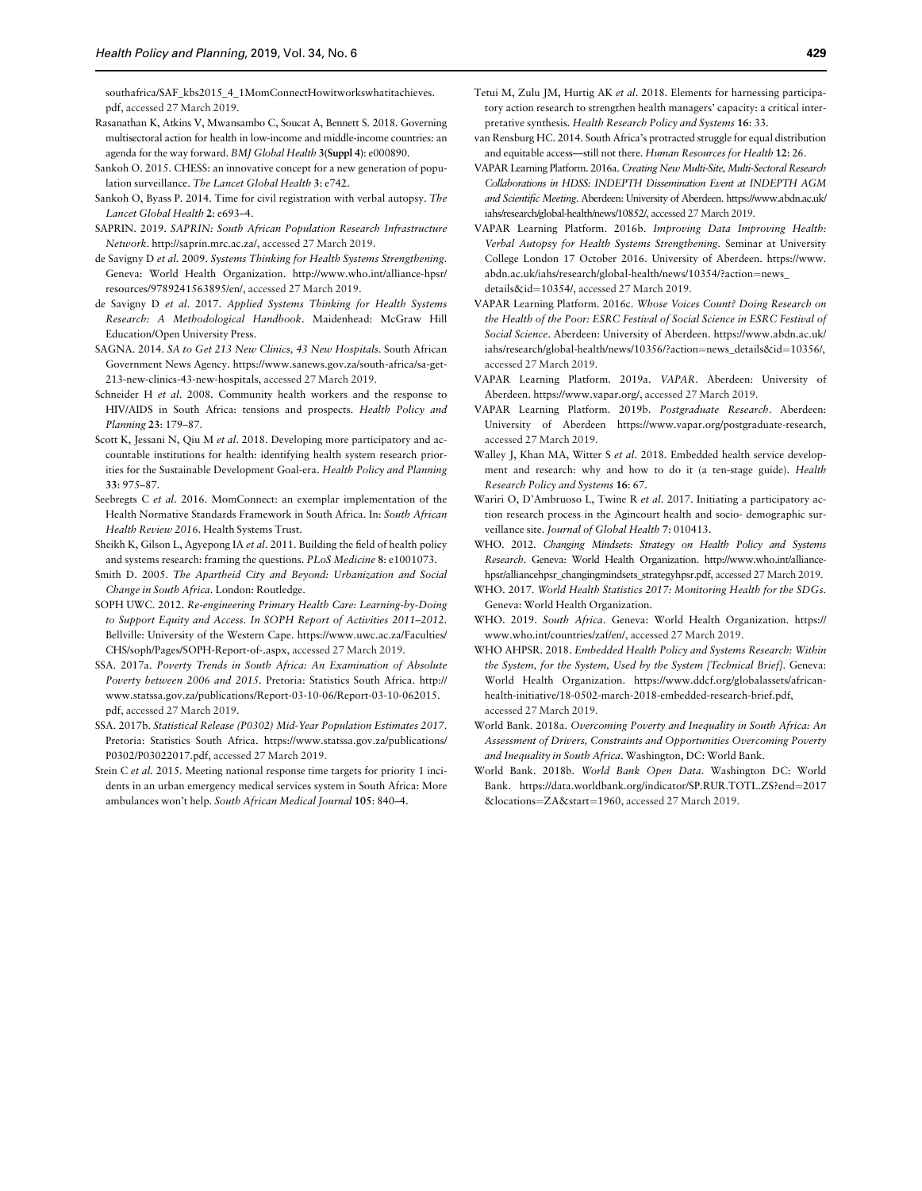southafrica/SAF_kbs2015_4_1MomConnectHowitworkswhatitachieves.pdf, accessed 27 March 2019.

Rasanathan K, Atkins V, Mwansambo C, Soucat A, Bennett S. 2018. Governing multisectoral action for health in low-income and middle-income countries: an agenda for the way forward. *BMJ Global Health* **3**(**Suppl 4**): e000890.

Sankoh O. 2015. CHESS: an innovative concept for a new generation of population surveillance. *The Lancet Global Health* **3**: e742.

Sankoh O, Byass P. 2014. Time for civil registration with verbal autopsy. *The Lancet Global Health* **2**: e693–4.

SAPRIN. 2019. *SAPRIN: South African Population Research Infrastructure Network*. http://saprin.mrc.ac.za/, accessed 27 March 2019.

de Savigny D *et al*. 2009. *Systems Thinking for Health Systems Strengthening*. Geneva: World Health Organization. http://www.who.int/alliance-hpsr/resources/9789241563895/en/, accessed 27 March 2019.

de Savigny D *et al*. 2017. *Applied Systems Thinking for Health Systems Research: A Methodological Handbook*. Maidenhead: McGraw Hill Education/Open University Press.

SAGNA. 2014. *SA to Get 213 New Clinics, 43 New Hospitals*. South African Government News Agency. https://www.sanews.gov.za/south-africa/sa-get-213-new-clinics-43-new-hospitals, accessed 27 March 2019.

Schneider H *et al*. 2008. Community health workers and the response to HIV/AIDS in South Africa: tensions and prospects. *Health Policy and Planning* **23**: 179–87.

Scott K, Jessani N, Qiu M *et al*. 2018. Developing more participatory and accountable institutions for health: identifying health system research priorities for the Sustainable Development Goal-era. *Health Policy and Planning* **33**: 975–87.

Seebregts C *et al*. 2016. MomConnect: an exemplar implementation of the Health Normative Standards Framework in South Africa. In: *South African Health Review 2016*. Health Systems Trust.

Sheikh K, Gilson L, Agyepong IA *et al*. 2011. Building the field of health policy and systems research: framing the questions. *PLoS Medicine* **8**: e1001073.

Smith D. 2005. *The Apartheid City and Beyond: Urbanization and Social Change in South Africa*. London: Routledge.

SOPH UWC. 2012. *Re-engineering Primary Health Care: Learning-by-Doing to Support Equity and Access. In SOPH Report of Activities 2011–2012*. Bellville: University of the Western Cape. https://www.uwc.ac.za/Faculties/CHS/soph/Pages/SOPH-Report-of-.aspx, accessed 27 March 2019.

SSA. 2017a. *Poverty Trends in South Africa: An Examination of Absolute Poverty between 2006 and 2015*. Pretoria: Statistics South Africa. http://www.statssa.gov.za/publications/Report-03-10-06/Report-03-10-062015.pdf, accessed 27 March 2019.

SSA. 2017b. *Statistical Release (P0302) Mid-Year Population Estimates 2017*. Pretoria: Statistics South Africa. https://www.statssa.gov.za/publications/P0302/P03022017.pdf, accessed 27 March 2019.

Stein C *et al*. 2015. Meeting national response time targets for priority 1 incidents in an urban emergency medical services system in South Africa: More ambulances won't help. *South African Medical Journal* **105**: 840–4.

Tetui M, Zulu JM, Hurtig AK *et al*. 2018. Elements for harnessing participatory action research to strengthen health managers' capacity: a critical interpretative synthesis. *Health Research Policy and Systems* **16**: 33.

van Rensburg HC. 2014. South Africa's protracted struggle for equal distribution and equitable access—still not there. *Human Resources for Health* **12**: 26.

VAPAR Learning Platform. 2016a. *Creating New Multi-Site, Multi-Sectoral Research Collaborations in HDSS: INDEPTH Dissemination Event at INDEPTH AGM and Scientific Meeting*. Aberdeen: University of Aberdeen. https://www.abdn.ac.uk/iahs/research/global-health/news/10852/, accessed 27 March 2019.

VAPAR Learning Platform. 2016b. *Improving Data Improving Health: Verbal Autopsy for Health Systems Strengthening*. Seminar at University College London 17 October 2016. University of Aberdeen. https://www.abdn.ac.uk/iahs/research/global-health/news/10354/?action=news_details&id=10354/, accessed 27 March 2019.

VAPAR Learning Platform. 2016c. *Whose Voices Count? Doing Research on the Health of the Poor: ESRC Festival of Social Science in ESRC Festival of Social Science*. Aberdeen: University of Aberdeen. https://www.abdn.ac.uk/iahs/research/global-health/news/10356/?action=news_details&id=10356/, accessed 27 March 2019.

VAPAR Learning Platform. 2019a. *VAPAR*. Aberdeen: University of Aberdeen. https://www.vapar.org/, accessed 27 March 2019.

VAPAR Learning Platform. 2019b. *Postgraduate Research*. Aberdeen: University of Aberdeen https://www.vapar.org/postgraduate-research, accessed 27 March 2019.

Walley J, Khan MA, Witter S *et al*. 2018. Embedded health service development and research: why and how to do it (a ten-stage guide). *Health Research Policy and Systems* **16**: 67.

Wariri O, D'Ambruoso L, Twine R *et al*. 2017. Initiating a participatory action research process in the Agincourt health and socio- demographic surveillance site. *Journal of Global Health* **7**: 010413.

WHO. 2012. *Changing Mindsets: Strategy on Health Policy and Systems Research*. Geneva: World Health Organization. http://www.who.int/alliance-hpsr/alliancehpsr_changingmindsets_strategyhpsr.pdf, accessed 27 March 2019.

WHO. 2017. *World Health Statistics 2017: Monitoring Health for the SDGs*. Geneva: World Health Organization.

WHO. 2019. *South Africa*. Geneva: World Health Organization. https://www.who.int/countries/zaf/en/, accessed 27 March 2019.

WHO AHPSR. 2018. *Embedded Health Policy and Systems Research: Within the System, for the System, Used by the System [Technical Brief]*. Geneva: World Health Organization. https://www.ddcf.org/globalassets/african-health-initiative/18-0502-march-2018-embedded-research-brief.pdf, accessed 27 March 2019.

World Bank. 2018a. *Overcoming Poverty and Inequality in South Africa: An Assessment of Drivers, Constraints and Opportunities Overcoming Poverty and Inequality in South Africa*. Washington, DC: World Bank.

World Bank. 2018b. *World Bank Open Data*. Washington DC: World Bank. https://data.worldbank.org/indicator/SP.RUR.TOTL.ZS?end=2017&locations=ZA&start=1960, accessed 27 March 2019.